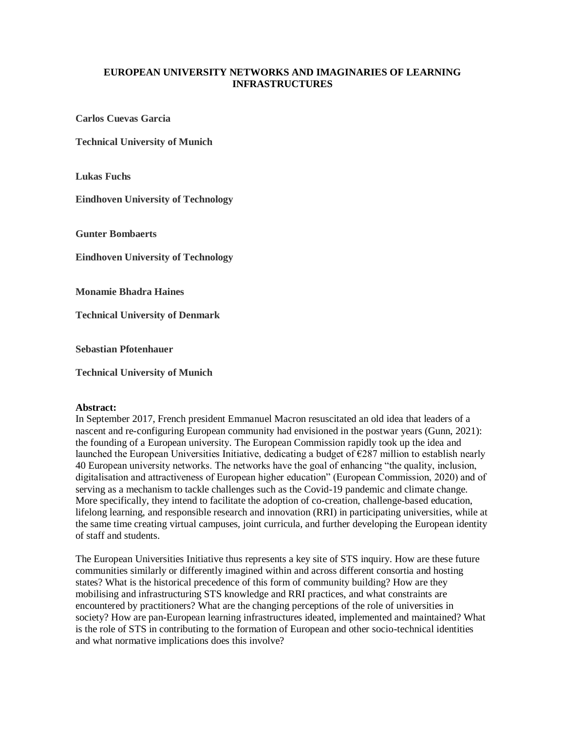# EUROPEAN UNIVERSITY NETWORKS AND IMAGINARIES OF LEARNING INFRASTRUCTURES

**Carlos Cuevas Garcia**

**Technical University of Munich**

**Lukas Fuchs**

**Eindhoven University of Technology**

**Gunter Bombaerts**

**Eindhoven University of Technology**

**Monamie Bhadra Haines**

**Technical University of Denmark**

**Sebastian Pfotenhauer**

**Technical University of Munich**

**Abstract:**

In September 2017, French president Emmanuel Macron resuscitated an old idea that leaders of a nascent and re-configuring European community had envisioned in the postwar years (Gunn, 2021): the founding of a European university. The European Commission rapidly took up the idea and launched the European Universities Initiative, dedicating a budget of €287 million to establish nearly 40 European university networks. The networks have the goal of enhancing "the quality, inclusion, digitalisation and attractiveness of European higher education" (European Commission, 2020) and of serving as a mechanism to tackle challenges such as the Covid-19 pandemic and climate change. More specifically, they intend to facilitate the adoption of co-creation, challenge-based education, lifelong learning, and responsible research and innovation (RRI) in participating universities, while at the same time creating virtual campuses, joint curricula, and further developing the European identity of staff and students.

The European Universities Initiative thus represents a key site of STS inquiry. How are these future communities similarly or differently imagined within and across different consortia and hosting states? What is the historical precedence of this form of community building? How are they mobilising and infrastructuring STS knowledge and RRI practices, and what constraints are encountered by practitioners? What are the changing perceptions of the role of universities in society? How are pan-European learning infrastructures ideated, implemented and maintained? What is the role of STS in contributing to the formation of European and other socio-technical identities and what normative implications does this involve?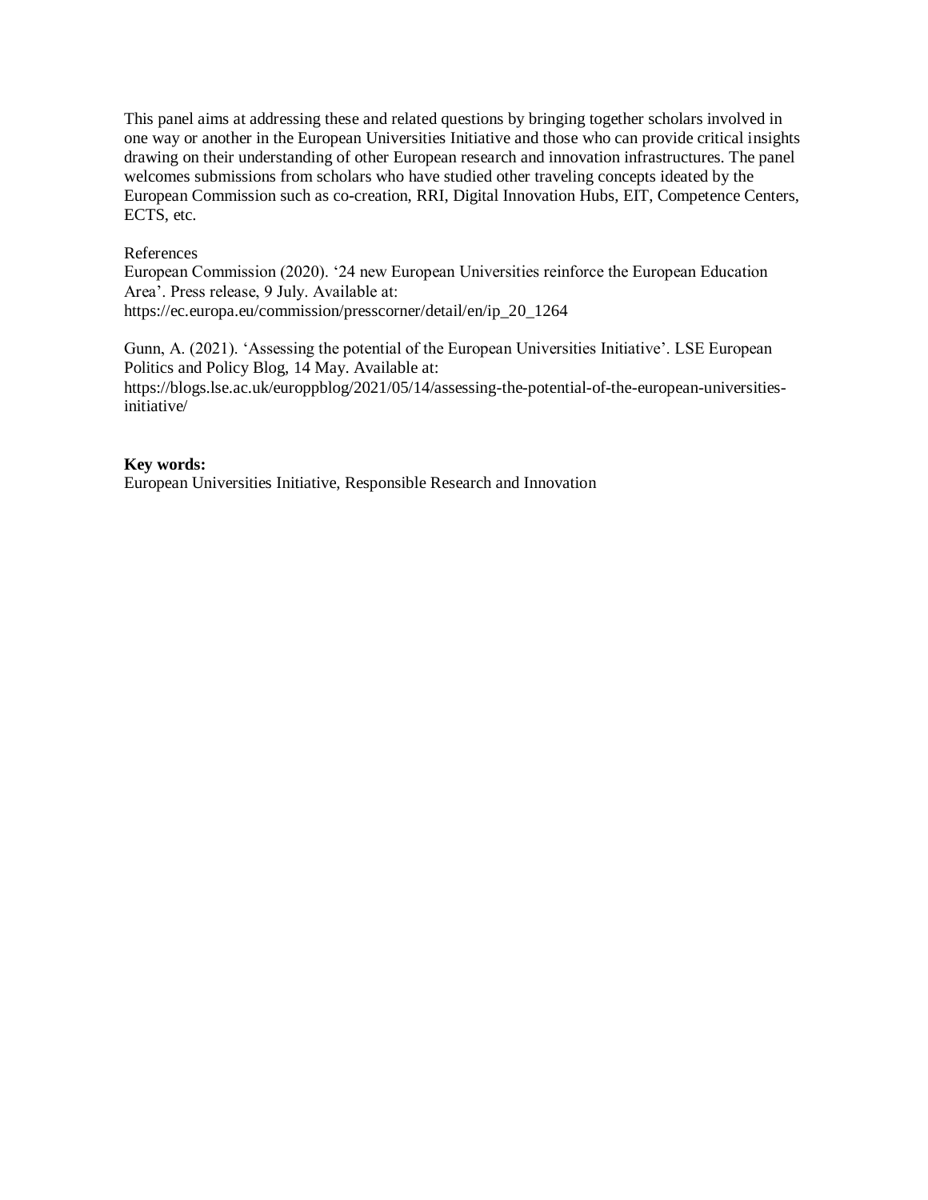This panel aims at addressing these and related questions by bringing together scholars involved in one way or another in the European Universities Initiative and those who can provide critical insights drawing on their understanding of other European research and innovation infrastructures. The panel welcomes submissions from scholars who have studied other traveling concepts ideated by the European Commission such as co-creation, RRI, Digital Innovation Hubs, EIT, Competence Centers, ECTS, etc.

References

European Commission (2020). '24 new European Universities reinforce the European Education Area'. Press release, 9 July. Available at: https://ec.europa.eu/commission/presscorner/detail/en/ip_20_1264

Gunn, A. (2021). 'Assessing the potential of the European Universities Initiative'. LSE European Politics and Policy Blog, 14 May. Available at: https://blogs.lse.ac.uk/europpblog/2021/05/14/assessing-the-potential-of-the-european-universities-initiative/

**Key words:**

European Universities Initiative, Responsible Research and Innovation